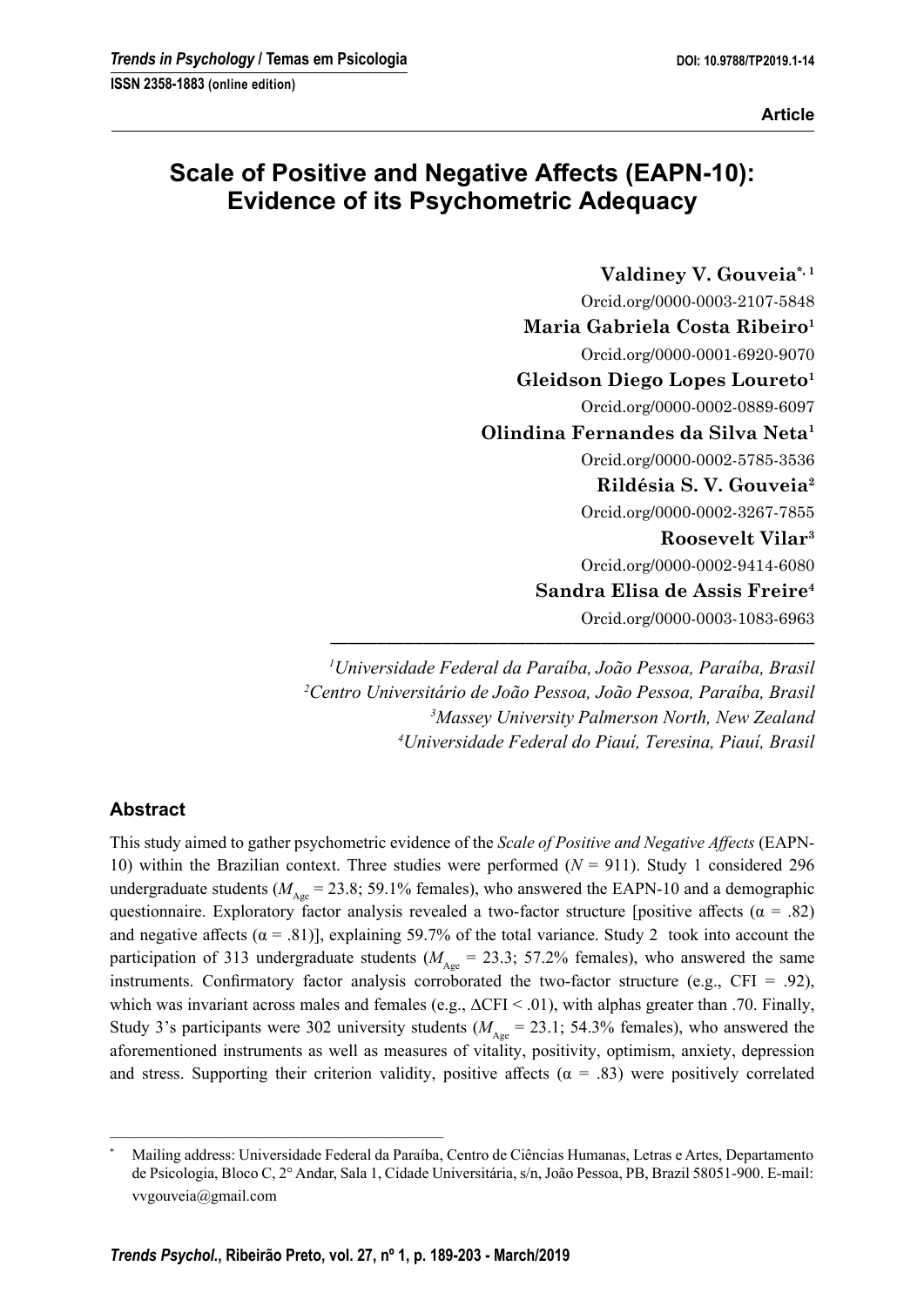Article

# Scale of Positive and Negative Affects (EAPN-10): Evidence of its Psychometric Adequacy

**Valdiney V. Gouveia**[*, 1]
Orcid.org/0000-0003-2107-5848
**Maria Gabriela Costa Ribeiro**[1]
Orcid.org/0000-0001-6920-9070
**Gleidson Diego Lopes Loureto**[1]
Orcid.org/0000-0002-0889-6097
**Olindina Fernandes da Silva Neta**[1]
Orcid.org/0000-0002-5785-3536
**Rildésia S. V. Gouveia**[2]
Orcid.org/0000-0002-3267-7855
**Roosevelt Vilar**[3]
Orcid.org/0000-0002-9414-6080
**Sandra Elisa de Assis Freire**[4]
Orcid.org/0000-0003-1083-6963

*[1]Universidade Federal da Paraíba, João Pessoa, Paraíba, Brasil*
*[2]Centro Universitário de João Pessoa, João Pessoa, Paraíba, Brasil*
*[3]Massey University Palmerson North, New Zealand*
*[4]Universidade Federal do Piauí, Teresina, Piauí, Brasil*

## Abstract

This study aimed to gather psychometric evidence of the *Scale of Positive and Negative Affects* (EAPN-10) within the Brazilian context. Three studies were performed ($N = 911$). Study 1 considered 296 undergraduate students ($M_{Age} = 23.8$; 59.1% females), who answered the EAPN-10 and a demographic questionnaire. Exploratory factor analysis revealed a two-factor structure [positive affects ($\alpha = .82$) and negative affects ($\alpha = .81$)], explaining 59.7% of the total variance. Study 2 took into account the participation of 313 undergraduate students ($M_{Age} = 23.3$; 57.2% females), who answered the same instruments. Confirmatory factor analysis corroborated the two-factor structure (e.g., CFI = .92), which was invariant across males and females (e.g., $\Delta CFI < .01$), with alphas greater than .70. Finally, Study 3's participants were 302 university students ($M_{Age} = 23.1$; 54.3% females), who answered the aforementioned instruments as well as measures of vitality, positivity, optimism, anxiety, depression and stress. Supporting their criterion validity, positive affects ($\alpha = .83$) were positively correlated

---

[*] Mailing address: Universidade Federal da Paraíba, Centro de Ciências Humanas, Letras e Artes, Departamento de Psicologia, Bloco C, 2° Andar, Sala 1, Cidade Universitária, s/n, João Pessoa, PB, Brazil 58051-900. E-mail: vvgouveia@gmail.com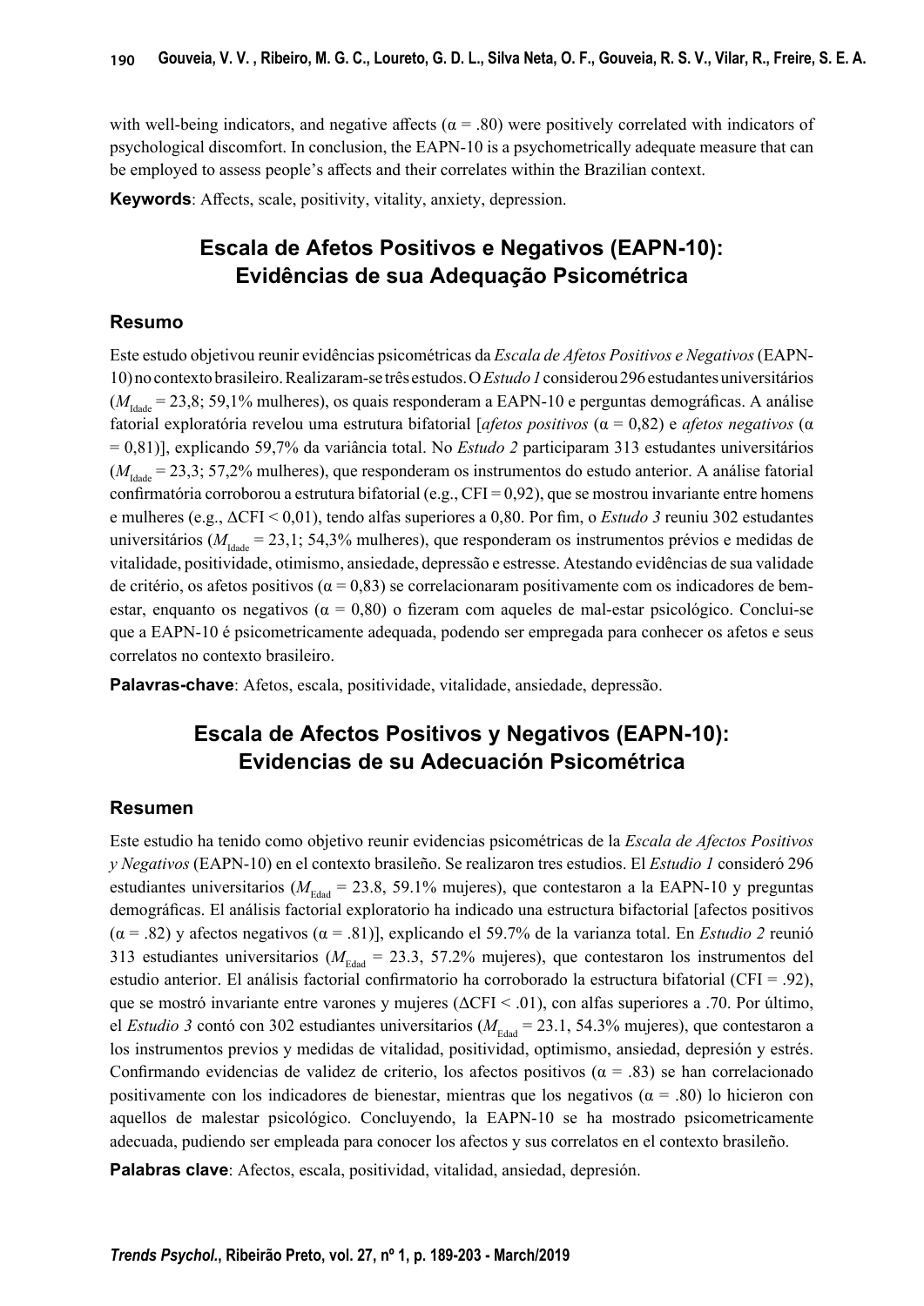with well-being indicators, and negative affects (α = .80) were positively correlated with indicators of psychological discomfort. In conclusion, the EAPN-10 is a psychometrically adequate measure that can be employed to assess people's affects and their correlates within the Brazilian context.

**Keywords**: Affects, scale, positivity, vitality, anxiety, depression.

## Escala de Afetos Positivos e Negativos (EAPN-10): Evidências de sua Adequação Psicométrica

### Resumo

Este estudo objetivou reunir evidências psicométricas da *Escala de Afetos Positivos e Negativos* (EAPN-10) no contexto brasileiro. Realizaram-se três estudos. O *Estudo 1* considerou 296 estudantes universitários ($M_{Idade}$ = 23,8; 59,1% mulheres), os quais responderam a EAPN-10 e perguntas demográficas. A análise fatorial exploratória revelou uma estrutura bifatorial [*afetos positivos* (α = 0,82) e *afetos negativos* (α = 0,81)], explicando 59,7% da variância total. No *Estudo 2* participaram 313 estudantes universitários ($M_{Idade}$ = 23,3; 57,2% mulheres), que responderam os instrumentos do estudo anterior. A análise fatorial confirmatória corroborou a estrutura bifatorial (e.g., CFI = 0,92), que se mostrou invariante entre homens e mulheres (e.g., ΔCFI < 0,01), tendo alfas superiores a 0,80. Por fim, o *Estudo 3* reuniu 302 estudantes universitários ($M_{Idade}$ = 23,1; 54,3% mulheres), que responderam os instrumentos prévios e medidas de vitalidade, positividade, otimismo, ansiedade, depressão e estresse. Atestando evidências de sua validade de critério, os afetos positivos (α = 0,83) se correlacionaram positivamente com os indicadores de bem-estar, enquanto os negativos (α = 0,80) o fizeram com aqueles de mal-estar psicológico. Conclui-se que a EAPN-10 é psicometricamente adequada, podendo ser empregada para conhecer os afetos e seus correlatos no contexto brasileiro.

**Palavras-chave**: Afetos, escala, positividade, vitalidade, ansiedade, depressão.

## Escala de Afectos Positivos y Negativos (EAPN-10): Evidencias de su Adecuación Psicométrica

### Resumen

Este estudio ha tenido como objetivo reunir evidencias psicométricas de la *Escala de Afectos Positivos y Negativos* (EAPN-10) en el contexto brasileño. Se realizaron tres estudios. El *Estudio 1* consideró 296 estudiantes universitarios ($M_{Edad}$ = 23.8, 59.1% mujeres), que contestaron a la EAPN-10 y preguntas demográficas. El análisis factorial exploratorio ha indicado una estructura bifactorial [afectos positivos (α = .82) y afectos negativos (α = .81)], explicando el 59.7% de la varianza total. En *Estudio 2* reunió 313 estudiantes universitarios ($M_{Edad}$ = 23.3, 57.2% mujeres), que contestaron los instrumentos del estudio anterior. El análisis factorial confirmatorio ha corroborado la estructura bifatorial (CFI = .92), que se mostró invariante entre varones y mujeres (ΔCFI < .01), con alfas superiores a .70. Por último, el *Estudio 3* contó con 302 estudiantes universitarios ($M_{Edad}$ = 23.1, 54.3% mujeres), que contestaron a los instrumentos previos y medidas de vitalidad, positividad, optimismo, ansiedad, depresión y estrés. Confirmando evidencias de validez de criterio, los afectos positivos (α = .83) se han correlacionado positivamente con los indicadores de bienestar, mientras que los negativos (α = .80) lo hicieron con aquellos de malestar psicológico. Concluyendo, la EAPN-10 se ha mostrado psicometricamente adecuada, pudiendo ser empleada para conocer los afectos y sus correlatos en el contexto brasileño.

**Palabras clave**: Afectos, escala, positividad, vitalidad, ansiedad, depresión.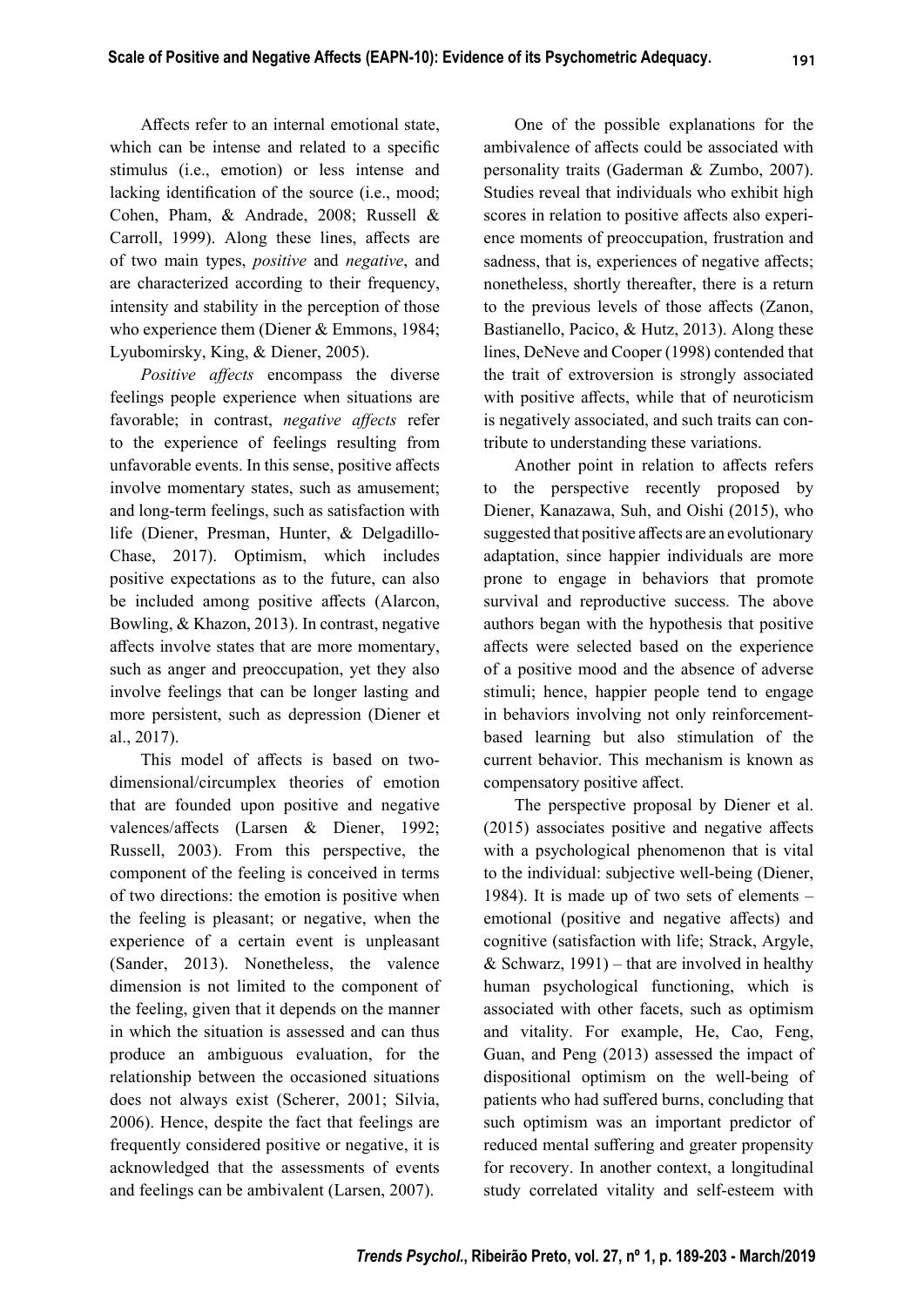Affects refer to an internal emotional state, which can be intense and related to a specific stimulus (i.e., emotion) or less intense and lacking identification of the source (i.e., mood; Cohen, Pham, & Andrade, 2008; Russell & Carroll, 1999). Along these lines, affects are of two main types, *positive* and *negative*, and are characterized according to their frequency, intensity and stability in the perception of those who experience them (Diener & Emmons, 1984; Lyubomirsky, King, & Diener, 2005).

*Positive affects* encompass the diverse feelings people experience when situations are favorable; in contrast, *negative affects* refer to the experience of feelings resulting from unfavorable events. In this sense, positive affects involve momentary states, such as amusement; and long-term feelings, such as satisfaction with life (Diener, Presman, Hunter, & Delgadillo-Chase, 2017). Optimism, which includes positive expectations as to the future, can also be included among positive affects (Alarcon, Bowling, & Khazon, 2013). In contrast, negative affects involve states that are more momentary, such as anger and preoccupation, yet they also involve feelings that can be longer lasting and more persistent, such as depression (Diener et al., 2017).

This model of affects is based on two-dimensional/circumplex theories of emotion that are founded upon positive and negative valences/affects (Larsen & Diener, 1992; Russell, 2003). From this perspective, the component of the feeling is conceived in terms of two directions: the emotion is positive when the feeling is pleasant; or negative, when the experience of a certain event is unpleasant (Sander, 2013). Nonetheless, the valence dimension is not limited to the component of the feeling, given that it depends on the manner in which the situation is assessed and can thus produce an ambiguous evaluation, for the relationship between the occasioned situations does not always exist (Scherer, 2001; Silvia, 2006). Hence, despite the fact that feelings are frequently considered positive or negative, it is acknowledged that the assessments of events and feelings can be ambivalent (Larsen, 2007).

One of the possible explanations for the ambivalence of affects could be associated with personality traits (Gaderman & Zumbo, 2007). Studies reveal that individuals who exhibit high scores in relation to positive affects also experience moments of preoccupation, frustration and sadness, that is, experiences of negative affects; nonetheless, shortly thereafter, there is a return to the previous levels of those affects (Zanon, Bastianello, Pacico, & Hutz, 2013). Along these lines, DeNeve and Cooper (1998) contended that the trait of extroversion is strongly associated with positive affects, while that of neuroticism is negatively associated, and such traits can contribute to understanding these variations.

Another point in relation to affects refers to the perspective recently proposed by Diener, Kanazawa, Suh, and Oishi (2015), who suggested that positive affects are an evolutionary adaptation, since happier individuals are more prone to engage in behaviors that promote survival and reproductive success. The above authors began with the hypothesis that positive affects were selected based on the experience of a positive mood and the absence of adverse stimuli; hence, happier people tend to engage in behaviors involving not only reinforcement-based learning but also stimulation of the current behavior. This mechanism is known as compensatory positive affect.

The perspective proposal by Diener et al. (2015) associates positive and negative affects with a psychological phenomenon that is vital to the individual: subjective well-being (Diener, 1984). It is made up of two sets of elements – emotional (positive and negative affects) and cognitive (satisfaction with life; Strack, Argyle, & Schwarz, 1991) – that are involved in healthy human psychological functioning, which is associated with other facets, such as optimism and vitality. For example, He, Cao, Feng, Guan, and Peng (2013) assessed the impact of dispositional optimism on the well-being of patients who had suffered burns, concluding that such optimism was an important predictor of reduced mental suffering and greater propensity for recovery. In another context, a longitudinal study correlated vitality and self-esteem with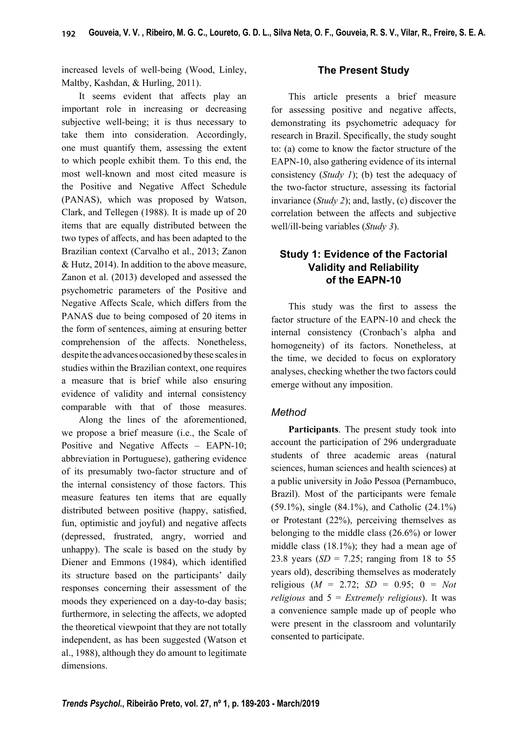increased levels of well-being (Wood, Linley, Maltby, Kashdan, & Hurling, 2011).

It seems evident that affects play an important role in increasing or decreasing subjective well-being; it is thus necessary to take them into consideration. Accordingly, one must quantify them, assessing the extent to which people exhibit them. To this end, the most well-known and most cited measure is the Positive and Negative Affect Schedule (PANAS), which was proposed by Watson, Clark, and Tellegen (1988). It is made up of 20 items that are equally distributed between the two types of affects, and has been adapted to the Brazilian context (Carvalho et al., 2013; Zanon & Hutz, 2014). In addition to the above measure, Zanon et al. (2013) developed and assessed the psychometric parameters of the Positive and Negative Affects Scale, which differs from the PANAS due to being composed of 20 items in the form of sentences, aiming at ensuring better comprehension of the affects. Nonetheless, despite the advances occasioned by these scales in studies within the Brazilian context, one requires a measure that is brief while also ensuring evidence of validity and internal consistency comparable with that of those measures.

Along the lines of the aforementioned, we propose a brief measure (i.e., the Scale of Positive and Negative Affects – EAPN-10; abbreviation in Portuguese), gathering evidence of its presumably two-factor structure and of the internal consistency of those factors. This measure features ten items that are equally distributed between positive (happy, satisfied, fun, optimistic and joyful) and negative affects (depressed, frustrated, angry, worried and unhappy). The scale is based on the study by Diener and Emmons (1984), which identified its structure based on the participants' daily responses concerning their assessment of the moods they experienced on a day-to-day basis; furthermore, in selecting the affects, we adopted the theoretical viewpoint that they are not totally independent, as has been suggested (Watson et al., 1988), although they do amount to legitimate dimensions.

## The Present Study

This article presents a brief measure for assessing positive and negative affects, demonstrating its psychometric adequacy for research in Brazil. Specifically, the study sought to: (a) come to know the factor structure of the EAPN-10, also gathering evidence of its internal consistency (*Study 1*); (b) test the adequacy of the two-factor structure, assessing its factorial invariance (*Study 2*); and, lastly, (c) discover the correlation between the affects and subjective well/ill-being variables (*Study 3*).

## Study 1: Evidence of the Factorial Validity and Reliability of the EAPN-10

This study was the first to assess the factor structure of the EAPN-10 and check the internal consistency (Cronbach's alpha and homogeneity) of its factors. Nonetheless, at the time, we decided to focus on exploratory analyses, checking whether the two factors could emerge without any imposition.

### Method

**Participants**. The present study took into account the participation of 296 undergraduate students of three academic areas (natural sciences, human sciences and health sciences) at a public university in João Pessoa (Pernambuco, Brazil). Most of the participants were female (59.1%), single (84.1%), and Catholic (24.1%) or Protestant (22%), perceiving themselves as belonging to the middle class (26.6%) or lower middle class (18.1%); they had a mean age of 23.8 years (*SD* = 7.25; ranging from 18 to 55 years old), describing themselves as moderately religious (*M* = 2.72; *SD* = 0.95; 0 = *Not religious* and 5 = *Extremely religious*). It was a convenience sample made up of people who were present in the classroom and voluntarily consented to participate.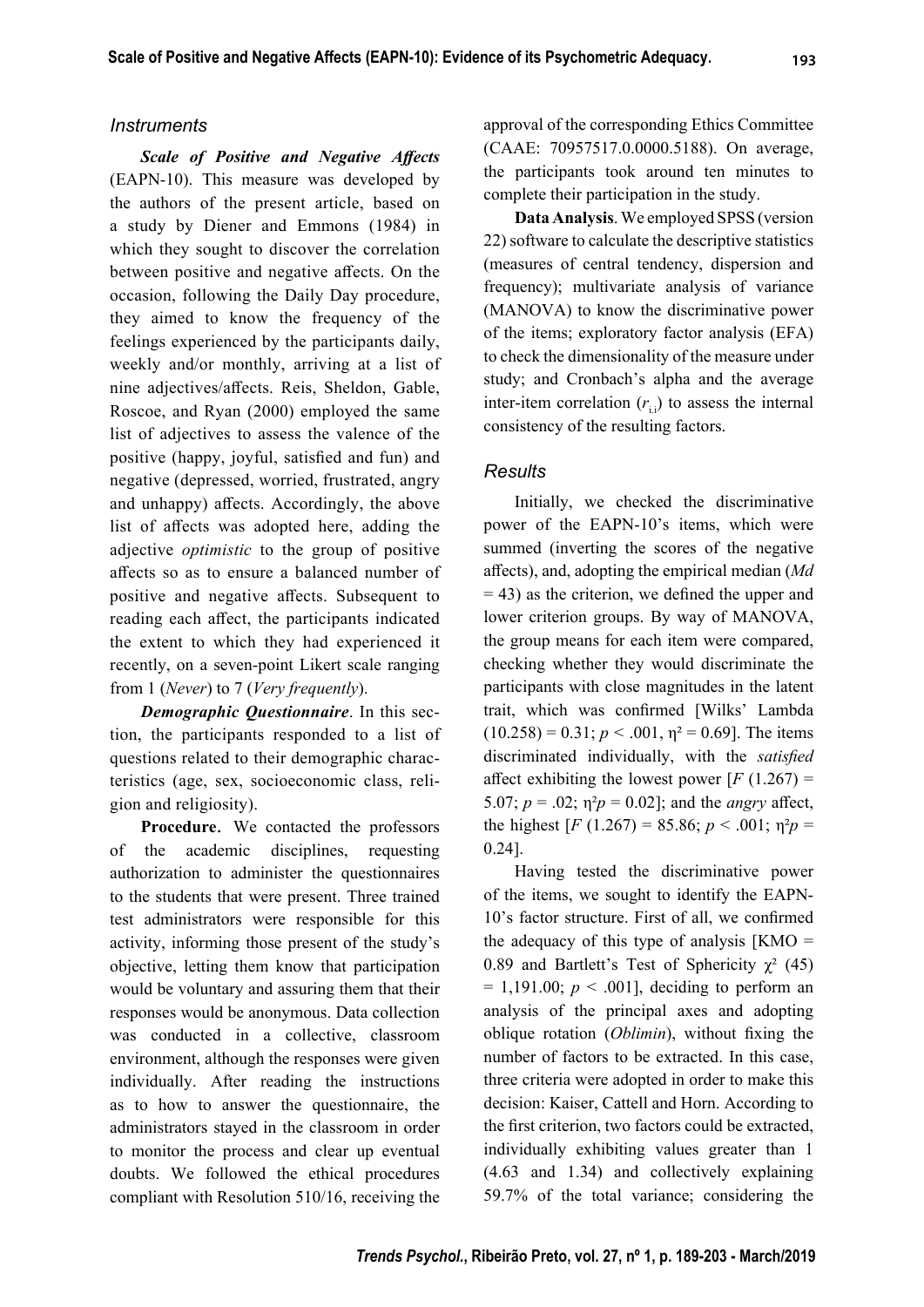## Instruments

***Scale of Positive and Negative Affects*** (EAPN-10). This measure was developed by the authors of the present article, based on a study by Diener and Emmons (1984) in which they sought to discover the correlation between positive and negative affects. On the occasion, following the Daily Day procedure, they aimed to know the frequency of the feelings experienced by the participants daily, weekly and/or monthly, arriving at a list of nine adjectives/affects. Reis, Sheldon, Gable, Roscoe, and Ryan (2000) employed the same list of adjectives to assess the valence of the positive (happy, joyful, satisfied and fun) and negative (depressed, worried, frustrated, angry and unhappy) affects. Accordingly, the above list of affects was adopted here, adding the adjective *optimistic* to the group of positive affects so as to ensure a balanced number of positive and negative affects. Subsequent to reading each affect, the participants indicated the extent to which they had experienced it recently, on a seven-point Likert scale ranging from 1 (*Never*) to 7 (*Very frequently*).

***Demographic Questionnaire***. In this section, the participants responded to a list of questions related to their demographic characteristics (age, sex, socioeconomic class, religion and religiosity).

**Procedure.** We contacted the professors of the academic disciplines, requesting authorization to administer the questionnaires to the students that were present. Three trained test administrators were responsible for this activity, informing those present of the study's objective, letting them know that participation would be voluntary and assuring them that their responses would be anonymous. Data collection was conducted in a collective, classroom environment, although the responses were given individually. After reading the instructions as to how to answer the questionnaire, the administrators stayed in the classroom in order to monitor the process and clear up eventual doubts. We followed the ethical procedures compliant with Resolution 510/16, receiving the approval of the corresponding Ethics Committee (CAAE: 70957517.0.0000.5188). On average, the participants took around ten minutes to complete their participation in the study.

**Data Analysis**. We employed SPSS (version 22) software to calculate the descriptive statistics (measures of central tendency, dispersion and frequency); multivariate analysis of variance (MANOVA) to know the discriminative power of the items; exploratory factor analysis (EFA) to check the dimensionality of the measure under study; and Cronbach's alpha and the average inter-item correlation ($r_{i.i}$) to assess the internal consistency of the resulting factors.

## Results

Initially, we checked the discriminative power of the EAPN-10's items, which were summed (inverting the scores of the negative affects), and, adopting the empirical median (*Md* = 43) as the criterion, we defined the upper and lower criterion groups. By way of MANOVA, the group means for each item were compared, checking whether they would discriminate the participants with close magnitudes in the latent trait, which was confirmed [Wilks' Lambda (10.258) = 0.31; $p < .001$, $\eta^2 = 0.69$]. The items discriminated individually, with the *satisfied* affect exhibiting the lowest power [$F$ (1.267) = 5.07; $p = .02$; $\eta^2 p = 0.02$]; and the *angry* affect, the highest [$F$ (1.267) = 85.86; $p < .001$; $\eta^2 p = 0.24$].

Having tested the discriminative power of the items, we sought to identify the EAPN-10's factor structure. First of all, we confirmed the adequacy of this type of analysis [KMO = 0.89 and Bartlett's Test of Sphericity $\chi^2$ (45) = 1,191.00; $p < .001$], deciding to perform an analysis of the principal axes and adopting oblique rotation (*Oblimin*), without fixing the number of factors to be extracted. In this case, three criteria were adopted in order to make this decision: Kaiser, Cattell and Horn. According to the first criterion, two factors could be extracted, individually exhibiting values greater than 1 (4.63 and 1.34) and collectively explaining 59.7% of the total variance; considering the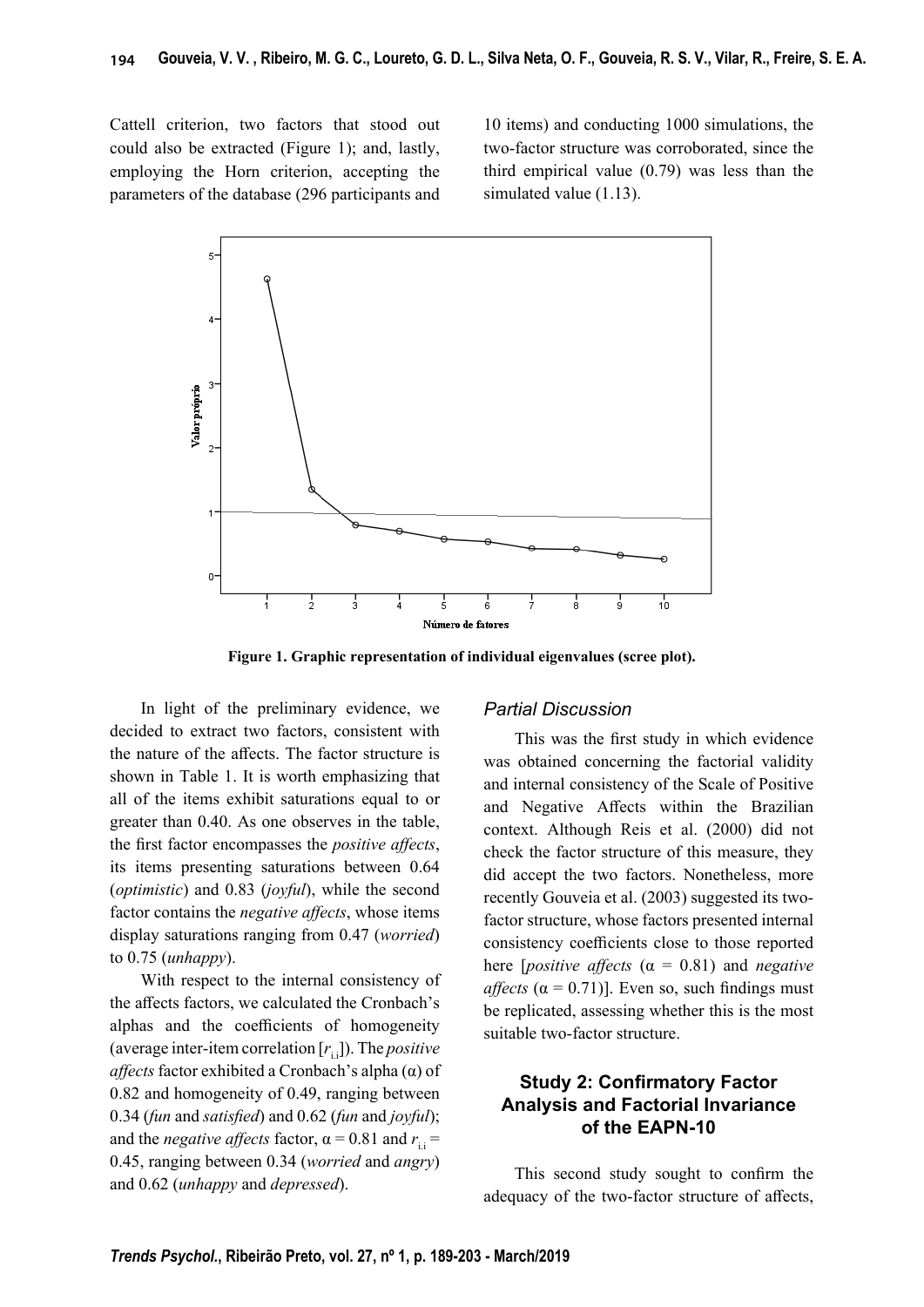Cattell criterion, two factors that stood out could also be extracted (Figure 1); and, lastly, employing the Horn criterion, accepting the parameters of the database (296 participants and 10 items) and conducting 1000 simulations, the two-factor structure was corroborated, since the third empirical value (0.79) was less than the simulated value (1.13).

**Figure 1. Graphic representation of individual eigenvalues (scree plot).**

In light of the preliminary evidence, we decided to extract two factors, consistent with the nature of the affects. The factor structure is shown in Table 1. It is worth emphasizing that all of the items exhibit saturations equal to or greater than 0.40. As one observes in the table, the first factor encompasses the *positive affects*, its items presenting saturations between 0.64 (*optimistic*) and 0.83 (*joyful*), while the second factor contains the *negative affects*, whose items display saturations ranging from 0.47 (*worried*) to 0.75 (*unhappy*).

With respect to the internal consistency of the affects factors, we calculated the Cronbach's alphas and the coefficients of homogeneity (average inter-item correlation [$r_{i.i}$]). The *positive affects* factor exhibited a Cronbach's alpha (α) of 0.82 and homogeneity of 0.49, ranging between 0.34 (*fun* and *satisfied*) and 0.62 (*fun* and *joyful*); and the *negative affects* factor, $\alpha = 0.81$ and $r_{i.i} = 0.45$, ranging between 0.34 (*worried* and *angry*) and 0.62 (*unhappy* and *depressed*).

### *Partial Discussion*

This was the first study in which evidence was obtained concerning the factorial validity and internal consistency of the Scale of Positive and Negative Affects within the Brazilian context. Although Reis et al. (2000) did not check the factor structure of this measure, they did accept the two factors. Nonetheless, more recently Gouveia et al. (2003) suggested its two-factor structure, whose factors presented internal consistency coefficients close to those reported here [*positive affects* ($\alpha = 0.81$) and *negative affects* ($\alpha = 0.71$)]. Even so, such findings must be replicated, assessing whether this is the most suitable two-factor structure.

## Study 2: Confirmatory Factor Analysis and Factorial Invariance of the EAPN-10

This second study sought to confirm the adequacy of the two-factor structure of affects,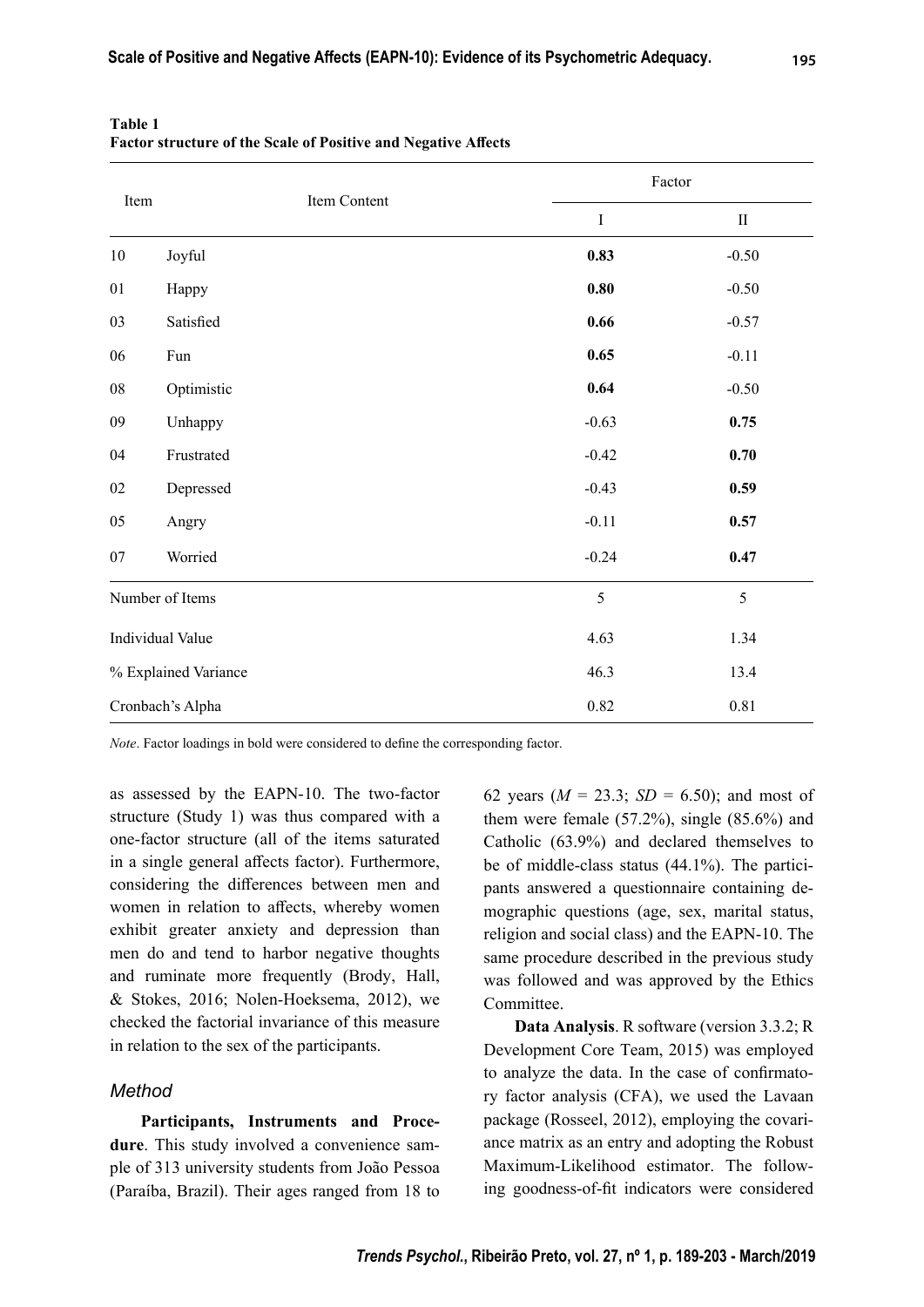**Table 1**
**Factor structure of the Scale of Positive and Negative Affects**

| Item | Item Content | Factor | |
|---|---|---|---|
| | | I | II |
| 10 | Joyful | **0.83** | -0.50 |
| 01 | Happy | **0.80** | -0.50 |
| 03 | Satisfied | **0.66** | -0.57 |
| 06 | Fun | **0.65** | -0.11 |
| 08 | Optimistic | **0.64** | -0.50 |
| 09 | Unhappy | -0.63 | **0.75** |
| 04 | Frustrated | -0.42 | **0.70** |
| 02 | Depressed | -0.43 | **0.59** |
| 05 | Angry | -0.11 | **0.57** |
| 07 | Worried | -0.24 | **0.47** |
| Number of Items | | 5 | 5 |
| Individual Value | | 4.63 | 1.34 |
| % Explained Variance | | 46.3 | 13.4 |
| Cronbach's Alpha | | 0.82 | 0.81 |

*Note*. Factor loadings in bold were considered to define the corresponding factor.

as assessed by the EAPN-10. The two-factor structure (Study 1) was thus compared with a one-factor structure (all of the items saturated in a single general affects factor). Furthermore, considering the differences between men and women in relation to affects, whereby women exhibit greater anxiety and depression than men do and tend to harbor negative thoughts and ruminate more frequently (Brody, Hall, & Stokes, 2016; Nolen-Hoeksema, 2012), we checked the factorial invariance of this measure in relation to the sex of the participants.

### *Method*

**Participants, Instruments and Procedure**. This study involved a convenience sample of 313 university students from João Pessoa (Paraíba, Brazil). Their ages ranged from 18 to 62 years ($M$ = 23.3; $SD$ = 6.50); and most of them were female (57.2%), single (85.6%) and Catholic (63.9%) and declared themselves to be of middle-class status (44.1%). The participants answered a questionnaire containing demographic questions (age, sex, marital status, religion and social class) and the EAPN-10. The same procedure described in the previous study was followed and was approved by the Ethics Committee.

**Data Analysis**. R software (version 3.3.2; R Development Core Team, 2015) was employed to analyze the data. In the case of confirmatory factor analysis (CFA), we used the Lavaan package (Rosseel, 2012), employing the covariance matrix as an entry and adopting the Robust Maximum-Likelihood estimator. The following goodness-of-fit indicators were considered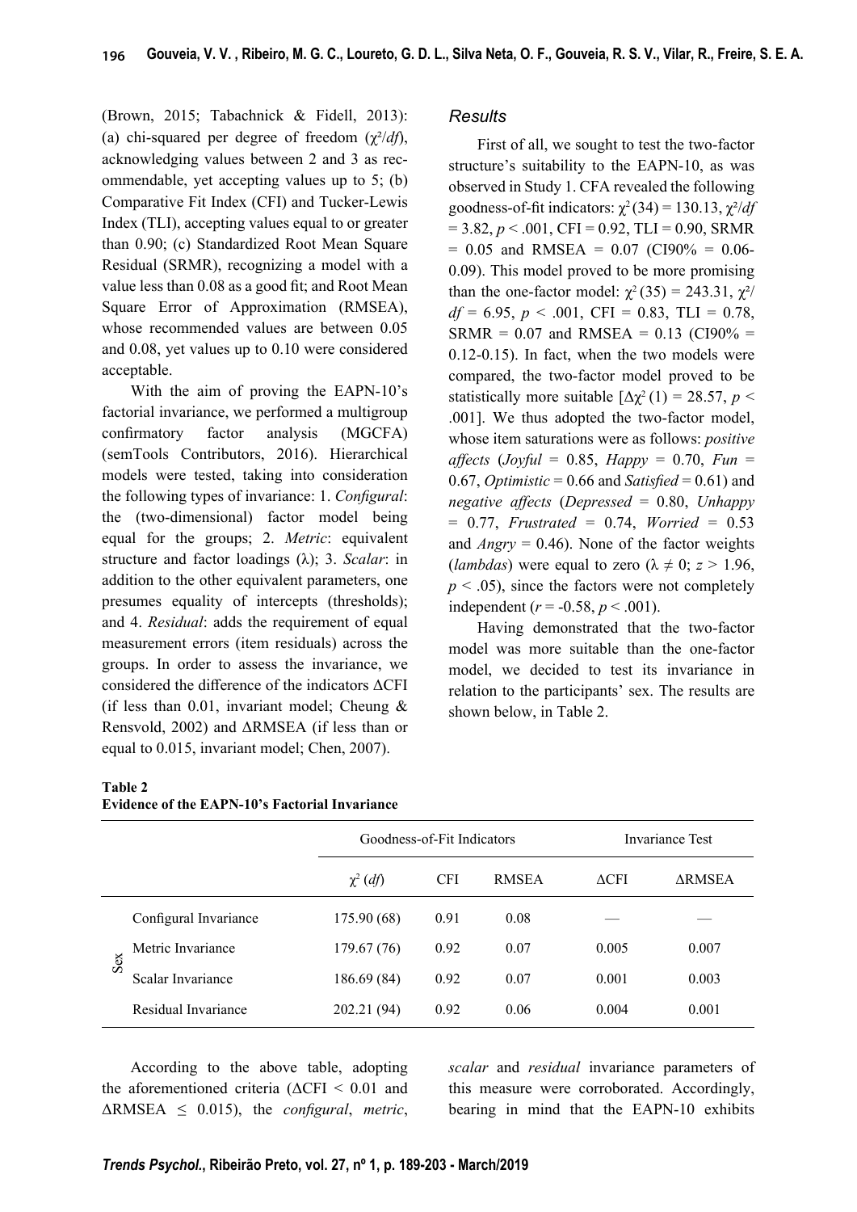(Brown, 2015; Tabachnick & Fidell, 2013): (a) chi-squared per degree of freedom ($\chi^2/df$), acknowledging values between 2 and 3 as recommendable, yet accepting values up to 5; (b) Comparative Fit Index (CFI) and Tucker-Lewis Index (TLI), accepting values equal to or greater than 0.90; (c) Standardized Root Mean Square Residual (SRMR), recognizing a model with a value less than 0.08 as a good fit; and Root Mean Square Error of Approximation (RMSEA), whose recommended values are between 0.05 and 0.08, yet values up to 0.10 were considered acceptable.

With the aim of proving the EAPN-10's factorial invariance, we performed a multigroup confirmatory factor analysis (MGCFA) (semTools Contributors, 2016). Hierarchical models were tested, taking into consideration the following types of invariance: 1. *Configural*: the (two-dimensional) factor model being equal for the groups; 2. *Metric*: equivalent structure and factor loadings ($\lambda$); 3. *Scalar*: in addition to the other equivalent parameters, one presumes equality of intercepts (thresholds); and 4. *Residual*: adds the requirement of equal measurement errors (item residuals) across the groups. In order to assess the invariance, we considered the difference of the indicators $\Delta$CFI (if less than 0.01, invariant model; Cheung & Rensvold, 2002) and $\Delta$RMSEA (if less than or equal to 0.015, invariant model; Chen, 2007).

## *Results*

First of all, we sought to test the two-factor structure's suitability to the EAPN-10, as was observed in Study 1. CFA revealed the following goodness-of-fit indicators: $\chi^2(34) = 130.13$, $\chi^2/df = 3.82$, $p < .001$, CFI = 0.92, TLI = 0.90, SRMR = 0.05 and RMSEA = 0.07 (CI90% = 0.06-0.09). This model proved to be more promising than the one-factor model: $\chi^2(35) = 243.31$, $\chi^2/df = 6.95$, $p < .001$, CFI = 0.83, TLI = 0.78, SRMR = 0.07 and RMSEA = 0.13 (CI90% = 0.12-0.15). In fact, when the two models were compared, the two-factor model proved to be statistically more suitable [$\Delta\chi^2(1) = 28.57$, $p < .001$]. We thus adopted the two-factor model, whose item saturations were as follows: *positive affects* (*Joyful* = 0.85, *Happy* = 0.70, *Fun* = 0.67, *Optimistic* = 0.66 and *Satisfied* = 0.61) and *negative affects* (*Depressed* = 0.80, *Unhappy* = 0.77, *Frustrated* = 0.74, *Worried* = 0.53 and *Angry* = 0.46). None of the factor weights (*lambdas*) were equal to zero ($\lambda \neq 0$; $z > 1.96$, $p < .05$), since the factors were not completely independent ($r = -0.58$, $p < .001$).

Having demonstrated that the two-factor model was more suitable than the one-factor model, we decided to test its invariance in relation to the participants' sex. The results are shown below, in Table 2.

**Table 2**
**Evidence of the EAPN-10's Factorial Invariance**

| | | Goodness-of-Fit Indicators | | | Invariance Test | |
|---|---|---|---|---|---|---|
| | | $\chi^2$ ($df$) | CFI | RMSEA | $\Delta$CFI | $\Delta$RMSEA |
| Sex | Configural Invariance | 175.90 (68) | 0.91 | 0.08 | — | — |
| | Metric Invariance | 179.67 (76) | 0.92 | 0.07 | 0.005 | 0.007 |
| | Scalar Invariance | 186.69 (84) | 0.92 | 0.07 | 0.001 | 0.003 |
| | Residual Invariance | 202.21 (94) | 0.92 | 0.06 | 0.004 | 0.001 |

According to the above table, adopting the aforementioned criteria ($\Delta$CFI < 0.01 and $\Delta$RMSEA $\leq$ 0.015), the *configural*, *metric*, *scalar* and *residual* invariance parameters of this measure were corroborated. Accordingly, bearing in mind that the EAPN-10 exhibits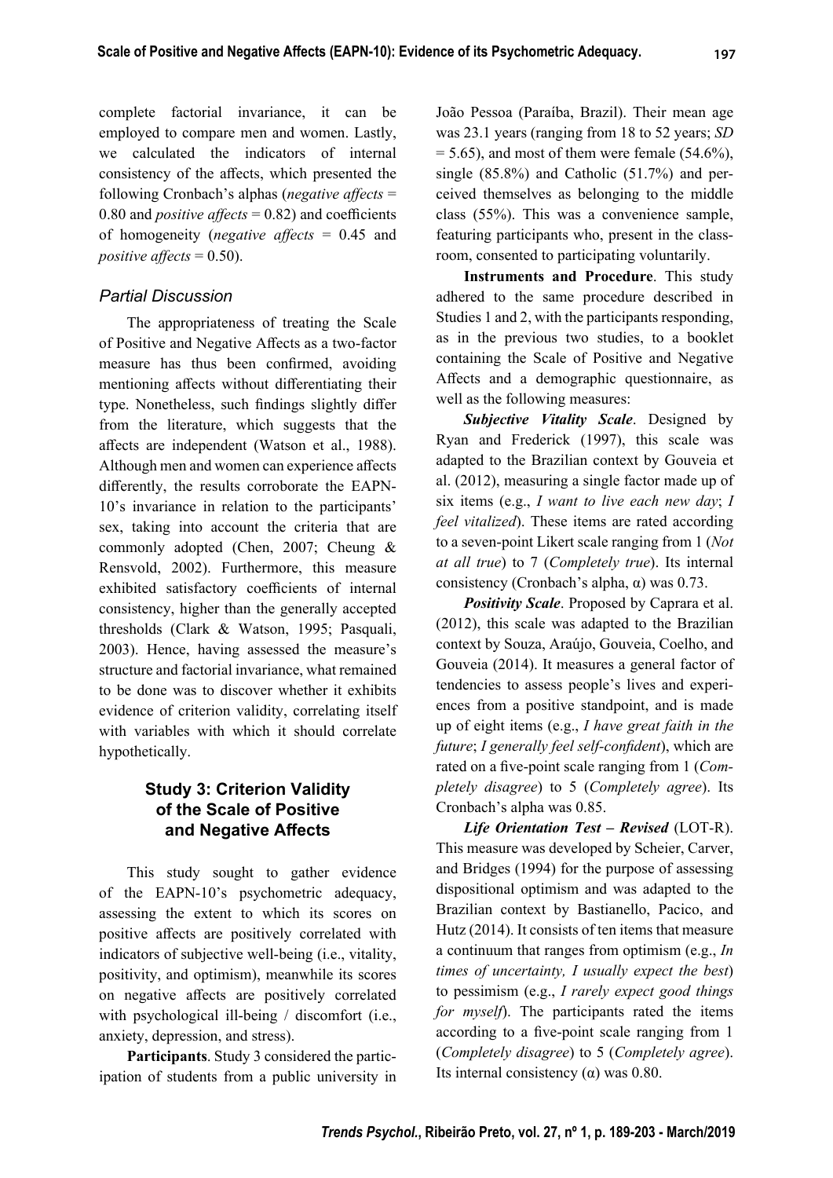complete factorial invariance, it can be employed to compare men and women. Lastly, we calculated the indicators of internal consistency of the affects, which presented the following Cronbach's alphas (*negative affects* = 0.80 and *positive affects* = 0.82) and coefficients of homogeneity (*negative affects* = 0.45 and *positive affects* = 0.50).

### *Partial Discussion*

The appropriateness of treating the Scale of Positive and Negative Affects as a two-factor measure has thus been confirmed, avoiding mentioning affects without differentiating their type. Nonetheless, such findings slightly differ from the literature, which suggests that the affects are independent (Watson et al., 1988). Although men and women can experience affects differently, the results corroborate the EAPN-10's invariance in relation to the participants' sex, taking into account the criteria that are commonly adopted (Chen, 2007; Cheung & Rensvold, 2002). Furthermore, this measure exhibited satisfactory coefficients of internal consistency, higher than the generally accepted thresholds (Clark & Watson, 1995; Pasquali, 2003). Hence, having assessed the measure's structure and factorial invariance, what remained to be done was to discover whether it exhibits evidence of criterion validity, correlating itself with variables with which it should correlate hypothetically.

## Study 3: Criterion Validity of the Scale of Positive and Negative Affects

This study sought to gather evidence of the EAPN-10's psychometric adequacy, assessing the extent to which its scores on positive affects are positively correlated with indicators of subjective well-being (i.e., vitality, positivity, and optimism), meanwhile its scores on negative affects are positively correlated with psychological ill-being / discomfort (i.e., anxiety, depression, and stress).

**Participants**. Study 3 considered the participation of students from a public university in João Pessoa (Paraíba, Brazil). Their mean age was 23.1 years (ranging from 18 to 52 years; *SD* = 5.65), and most of them were female (54.6%), single (85.8%) and Catholic (51.7%) and perceived themselves as belonging to the middle class (55%). This was a convenience sample, featuring participants who, present in the classroom, consented to participating voluntarily.

**Instruments and Procedure**. This study adhered to the same procedure described in Studies 1 and 2, with the participants responding, as in the previous two studies, to a booklet containing the Scale of Positive and Negative Affects and a demographic questionnaire, as well as the following measures:

***Subjective Vitality Scale***. Designed by Ryan and Frederick (1997), this scale was adapted to the Brazilian context by Gouveia et al. (2012), measuring a single factor made up of six items (e.g., *I want to live each new day*; *I feel vitalized*). These items are rated according to a seven-point Likert scale ranging from 1 (*Not at all true*) to 7 (*Completely true*). Its internal consistency (Cronbach's alpha, α) was 0.73.

***Positivity Scale***. Proposed by Caprara et al. (2012), this scale was adapted to the Brazilian context by Souza, Araújo, Gouveia, Coelho, and Gouveia (2014). It measures a general factor of tendencies to assess people's lives and experiences from a positive standpoint, and is made up of eight items (e.g., *I have great faith in the future*; *I generally feel self-confident*), which are rated on a five-point scale ranging from 1 (*Completely disagree*) to 5 (*Completely agree*). Its Cronbach's alpha was 0.85.

***Life Orientation Test – Revised*** (LOT-R). This measure was developed by Scheier, Carver, and Bridges (1994) for the purpose of assessing dispositional optimism and was adapted to the Brazilian context by Bastianello, Pacico, and Hutz (2014). It consists of ten items that measure a continuum that ranges from optimism (e.g., *In times of uncertainty, I usually expect the best*) to pessimism (e.g., *I rarely expect good things for myself*). The participants rated the items according to a five-point scale ranging from 1 (*Completely disagree*) to 5 (*Completely agree*). Its internal consistency (α) was 0.80.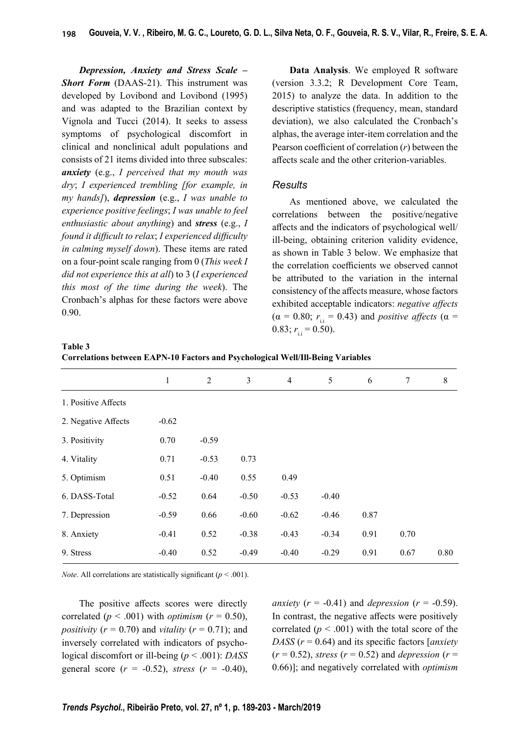***Depression, Anxiety and Stress Scale – Short Form*** (DAAS-21). This instrument was developed by Lovibond and Lovibond (1995) and was adapted to the Brazilian context by Vignola and Tucci (2014). It seeks to assess symptoms of psychological discomfort in clinical and nonclinical adult populations and consists of 21 items divided into three subscales: ***anxiety*** (e.g., *I perceived that my mouth was dry*; *I experienced trembling [for example, in my hands]*), ***depression*** (e.g., *I was unable to experience positive feelings*; *I was unable to feel enthusiastic about anything*) and ***stress*** (e.g., *I found it difficult to relax*; *I experienced difficulty in calming myself down*). These items are rated on a four-point scale ranging from 0 (*This week I did not experience this at all*) to 3 (*I experienced this most of the time during the week*). The Cronbach's alphas for these factors were above 0.90.

**Data Analysis**. We employed R software (version 3.3.2; R Development Core Team, 2015) to analyze the data. In addition to the descriptive statistics (frequency, mean, standard deviation), we also calculated the Cronbach's alphas, the average inter-item correlation and the Pearson coefficient of correlation ($r$) between the affects scale and the other criterion-variables.

## *Results*

As mentioned above, we calculated the correlations between the positive/negative affects and the indicators of psychological well/ill-being, obtaining criterion validity evidence, as shown in Table 3 below. We emphasize that the correlation coefficients we observed cannot be attributed to the variation in the internal consistency of the affects measure, whose factors exhibited acceptable indicators: *negative affects* ($\alpha$ = 0.80; $r_{i.i}$ = 0.43) and *positive affects* ($\alpha$ = 0.83; $r_{i.i}$ = 0.50).

**Table 3**
**Correlations between EAPN-10 Factors and Psychological Well/Ill-Being Variables**

| | 1 | 2 | 3 | 4 | 5 | 6 | 7 | 8 |
|---|---|---|---|---|---|---|---|---|
| 1. Positive Affects | | | | | | | | |
| 2. Negative Affects | -0.62 | | | | | | | |
| 3. Positivity | 0.70 | -0.59 | | | | | | |
| 4. Vitality | 0.71 | -0.53 | 0.73 | | | | | |
| 5. Optimism | 0.51 | -0.40 | 0.55 | 0.49 | | | | |
| 6. DASS-Total | -0.52 | 0.64 | -0.50 | -0.53 | -0.40 | | | |
| 7. Depression | -0.59 | 0.66 | -0.60 | -0.62 | -0.46 | 0.87 | | |
| 8. Anxiety | -0.41 | 0.52 | -0.38 | -0.43 | -0.34 | 0.91 | 0.70 | |
| 9. Stress | -0.40 | 0.52 | -0.49 | -0.40 | -0.29 | 0.91 | 0.67 | 0.80 |

*Note*. All correlations are statistically significant ($p$ < .001).

The positive affects scores were directly correlated ($p$ < .001) with *optimism* ($r$ = 0.50), *positivity* ($r$ = 0.70) and *vitality* ($r$ = 0.71); and inversely correlated with indicators of psychological discomfort or ill-being ($p$ < .001): *DASS* general score ($r$ = -0.52), *stress* ($r$ = -0.40), *anxiety* ($r$ = -0.41) and *depression* ($r$ = -0.59). In contrast, the negative affects were positively correlated ($p$ < .001) with the total score of the *DASS* ($r$ = 0.64) and its specific factors [*anxiety* ($r$ = 0.52), *stress* ($r$ = 0.52) and *depression* ($r$ = 0.66)]; and negatively correlated with *optimism*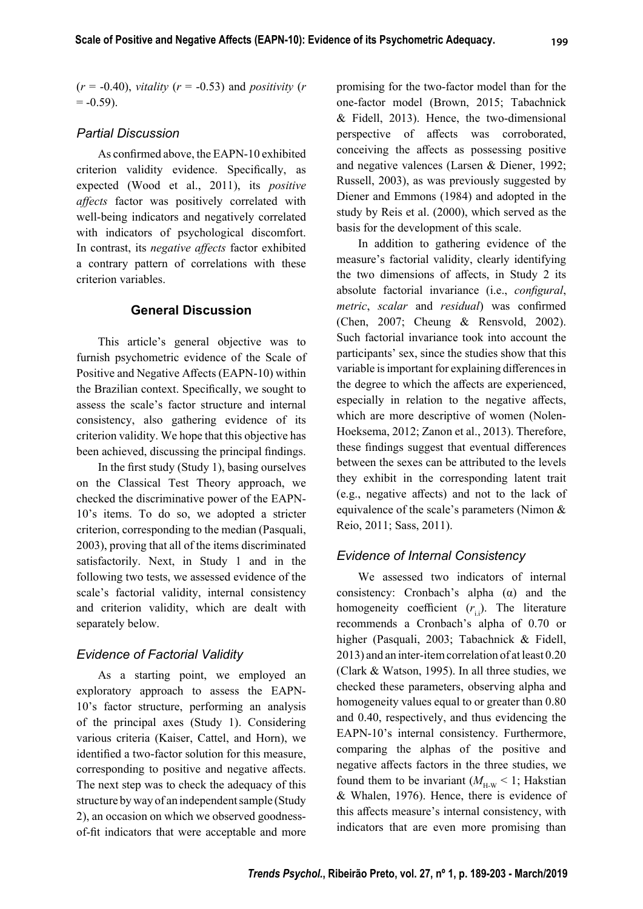($r$ = -0.40), *vitality* ($r$ = -0.53) and *positivity* ($r$ = -0.59).

### *Partial Discussion*

As confirmed above, the EAPN-10 exhibited criterion validity evidence. Specifically, as expected (Wood et al., 2011), its *positive affects* factor was positively correlated with well-being indicators and negatively correlated with indicators of psychological discomfort. In contrast, its *negative affects* factor exhibited a contrary pattern of correlations with these criterion variables.

## General Discussion

This article's general objective was to furnish psychometric evidence of the Scale of Positive and Negative Affects (EAPN-10) within the Brazilian context. Specifically, we sought to assess the scale's factor structure and internal consistency, also gathering evidence of its criterion validity. We hope that this objective has been achieved, discussing the principal findings.

In the first study (Study 1), basing ourselves on the Classical Test Theory approach, we checked the discriminative power of the EAPN-10's items. To do so, we adopted a stricter criterion, corresponding to the median (Pasquali, 2003), proving that all of the items discriminated satisfactorily. Next, in Study 1 and in the following two tests, we assessed evidence of the scale's factorial validity, internal consistency and criterion validity, which are dealt with separately below.

### *Evidence of Factorial Validity*

As a starting point, we employed an exploratory approach to assess the EAPN-10's factor structure, performing an analysis of the principal axes (Study 1). Considering various criteria (Kaiser, Cattel, and Horn), we identified a two-factor solution for this measure, corresponding to positive and negative affects. The next step was to check the adequacy of this structure by way of an independent sample (Study 2), an occasion on which we observed goodness-of-fit indicators that were acceptable and more promising for the two-factor model than for the one-factor model (Brown, 2015; Tabachnick & Fidell, 2013). Hence, the two-dimensional perspective of affects was corroborated, conceiving the affects as possessing positive and negative valences (Larsen & Diener, 1992; Russell, 2003), as was previously suggested by Diener and Emmons (1984) and adopted in the study by Reis et al. (2000), which served as the basis for the development of this scale.

In addition to gathering evidence of the measure's factorial validity, clearly identifying the two dimensions of affects, in Study 2 its absolute factorial invariance (i.e., *configural*, *metric*, *scalar* and *residual*) was confirmed (Chen, 2007; Cheung & Rensvold, 2002). Such factorial invariance took into account the participants' sex, since the studies show that this variable is important for explaining differences in the degree to which the affects are experienced, especially in relation to the negative affects, which are more descriptive of women (Nolen-Hoeksema, 2012; Zanon et al., 2013). Therefore, these findings suggest that eventual differences between the sexes can be attributed to the levels they exhibit in the corresponding latent trait (e.g., negative affects) and not to the lack of equivalence of the scale's parameters (Nimon & Reio, 2011; Sass, 2011).

### *Evidence of Internal Consistency*

We assessed two indicators of internal consistency: Cronbach's alpha (α) and the homogeneity coefficient ($r_{i.i}$). The literature recommends a Cronbach's alpha of 0.70 or higher (Pasquali, 2003; Tabachnick & Fidell, 2013) and an inter-item correlation of at least 0.20 (Clark & Watson, 1995). In all three studies, we checked these parameters, observing alpha and homogeneity values equal to or greater than 0.80 and 0.40, respectively, and thus evidencing the EAPN-10's internal consistency. Furthermore, comparing the alphas of the positive and negative affects factors in the three studies, we found them to be invariant ($M_{H\text{-}W} < 1$; Hakstian & Whalen, 1976). Hence, there is evidence of this affects measure's internal consistency, with indicators that are even more promising than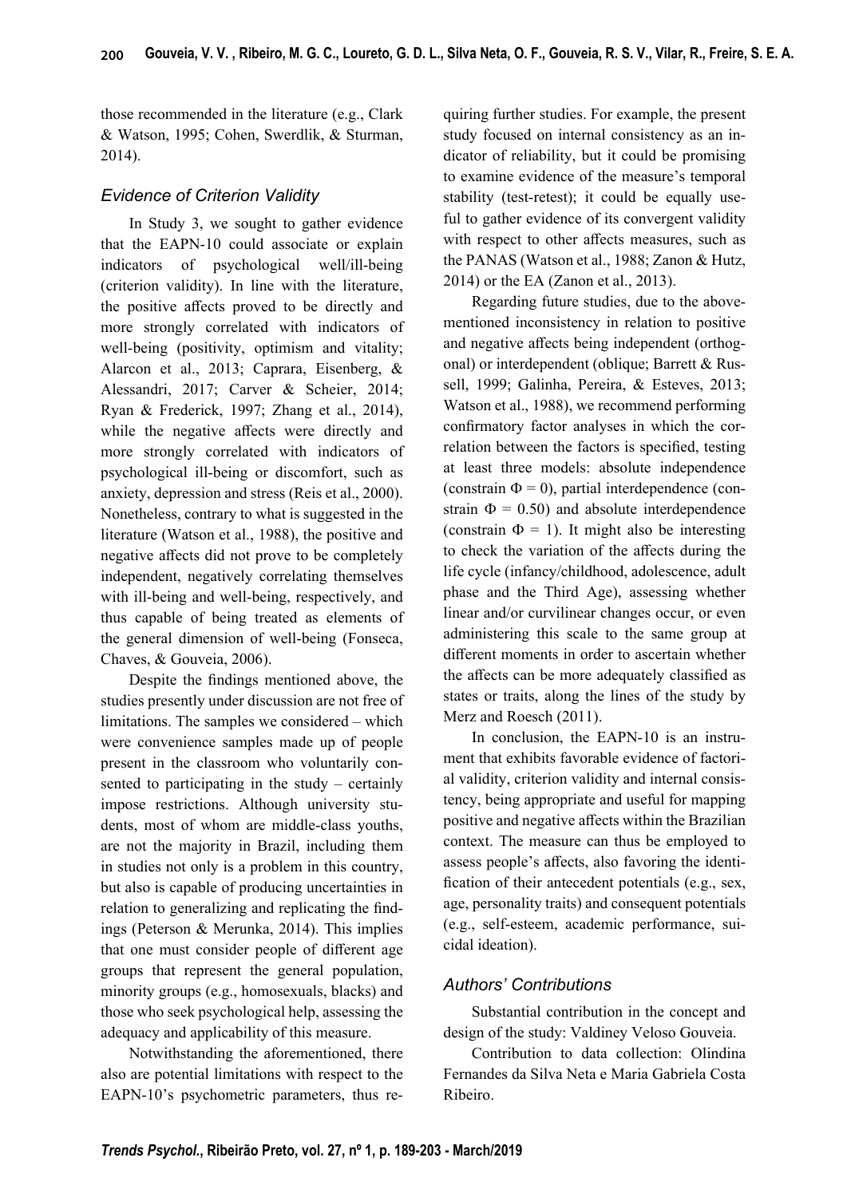those recommended in the literature (e.g., Clark & Watson, 1995; Cohen, Swerdlik, & Sturman, 2014).

### *Evidence of Criterion Validity*

In Study 3, we sought to gather evidence that the EAPN-10 could associate or explain indicators of psychological well/ill-being (criterion validity). In line with the literature, the positive affects proved to be directly and more strongly correlated with indicators of well-being (positivity, optimism and vitality; Alarcon et al., 2013; Caprara, Eisenberg, & Alessandri, 2017; Carver & Scheier, 2014; Ryan & Frederick, 1997; Zhang et al., 2014), while the negative affects were directly and more strongly correlated with indicators of psychological ill-being or discomfort, such as anxiety, depression and stress (Reis et al., 2000). Nonetheless, contrary to what is suggested in the literature (Watson et al., 1988), the positive and negative affects did not prove to be completely independent, negatively correlating themselves with ill-being and well-being, respectively, and thus capable of being treated as elements of the general dimension of well-being (Fonseca, Chaves, & Gouveia, 2006).

Despite the findings mentioned above, the studies presently under discussion are not free of limitations. The samples we considered – which were convenience samples made up of people present in the classroom who voluntarily consented to participating in the study – certainly impose restrictions. Although university students, most of whom are middle-class youths, are not the majority in Brazil, including them in studies not only is a problem in this country, but also is capable of producing uncertainties in relation to generalizing and replicating the findings (Peterson & Merunka, 2014). This implies that one must consider people of different age groups that represent the general population, minority groups (e.g., homosexuals, blacks) and those who seek psychological help, assessing the adequacy and applicability of this measure.

Notwithstanding the aforementioned, there also are potential limitations with respect to the EAPN-10's psychometric parameters, thus requiring further studies. For example, the present study focused on internal consistency as an indicator of reliability, but it could be promising to examine evidence of the measure's temporal stability (test-retest); it could be equally useful to gather evidence of its convergent validity with respect to other affects measures, such as the PANAS (Watson et al., 1988; Zanon & Hutz, 2014) or the EA (Zanon et al., 2013).

Regarding future studies, due to the above-mentioned inconsistency in relation to positive and negative affects being independent (orthogonal) or interdependent (oblique; Barrett & Russell, 1999; Galinha, Pereira, & Esteves, 2013; Watson et al., 1988), we recommend performing confirmatory factor analyses in which the correlation between the factors is specified, testing at least three models: absolute independence (constrain $\Phi = 0$), partial interdependence (constrain $\Phi = 0.50$) and absolute interdependence (constrain $\Phi = 1$). It might also be interesting to check the variation of the affects during the life cycle (infancy/childhood, adolescence, adult phase and the Third Age), assessing whether linear and/or curvilinear changes occur, or even administering this scale to the same group at different moments in order to ascertain whether the affects can be more adequately classified as states or traits, along the lines of the study by Merz and Roesch (2011).

In conclusion, the EAPN-10 is an instrument that exhibits favorable evidence of factorial validity, criterion validity and internal consistency, being appropriate and useful for mapping positive and negative affects within the Brazilian context. The measure can thus be employed to assess people's affects, also favoring the identification of their antecedent potentials (e.g., sex, age, personality traits) and consequent potentials (e.g., self-esteem, academic performance, suicidal ideation).

### *Authors' Contributions*

Substantial contribution in the concept and design of the study: Valdiney Veloso Gouveia.

Contribution to data collection: Olindina Fernandes da Silva Neta e Maria Gabriela Costa Ribeiro.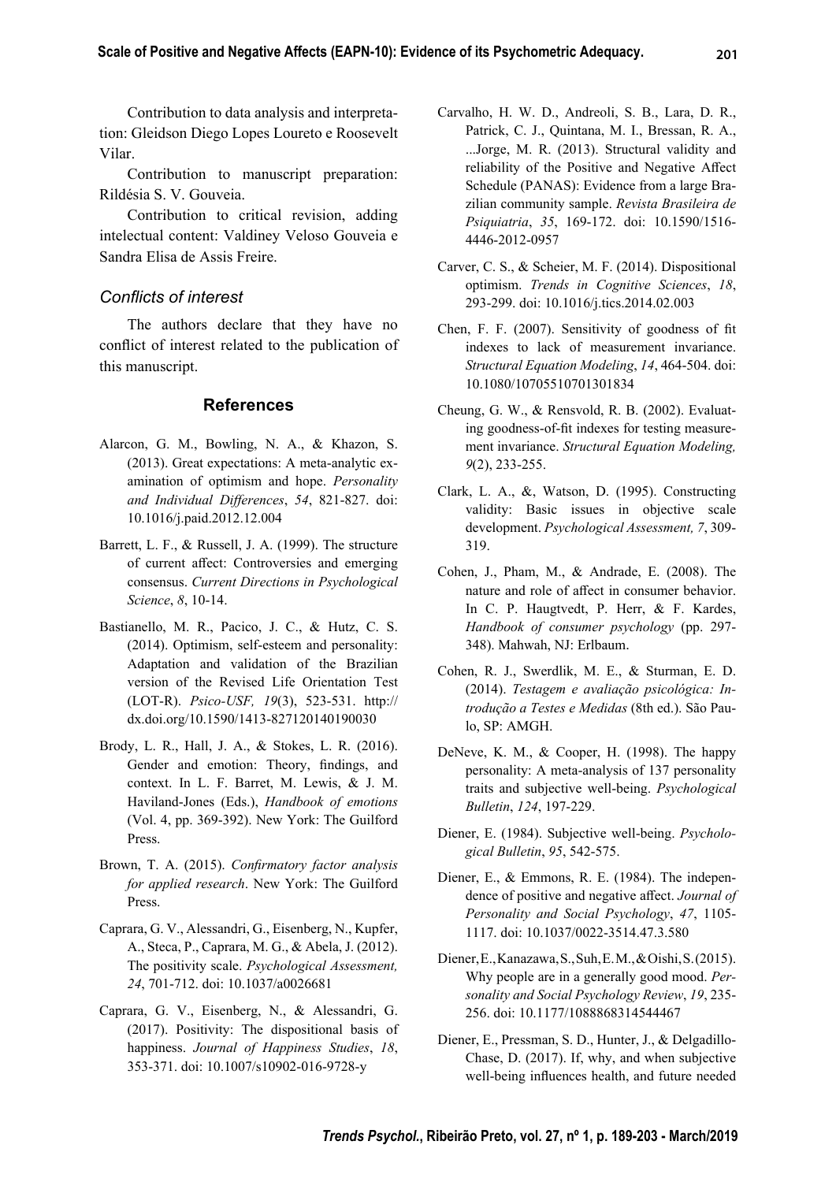Contribution to data analysis and interpretation: Gleidson Diego Lopes Loureto e Roosevelt Vilar.

Contribution to manuscript preparation: Rildésia S. V. Gouveia.

Contribution to critical revision, adding intelectual content: Valdiney Veloso Gouveia e Sandra Elisa de Assis Freire.

### *Conflicts of interest*

The authors declare that they have no conflict of interest related to the publication of this manuscript.

## References

Alarcon, G. M., Bowling, N. A., & Khazon, S. (2013). Great expectations: A meta-analytic examination of optimism and hope. *Personality and Individual Differences*, *54*, 821-827. doi: 10.1016/j.paid.2012.12.004

Barrett, L. F., & Russell, J. A. (1999). The structure of current affect: Controversies and emerging consensus. *Current Directions in Psychological Science*, *8*, 10-14.

Bastianello, M. R., Pacico, J. C., & Hutz, C. S. (2014). Optimism, self-esteem and personality: Adaptation and validation of the Brazilian version of the Revised Life Orientation Test (LOT-R). *Psico-USF, 19*(3), 523-531. http://dx.doi.org/10.1590/1413-827120140190030

Brody, L. R., Hall, J. A., & Stokes, L. R. (2016). Gender and emotion: Theory, findings, and context. In L. F. Barret, M. Lewis, & J. M. Haviland-Jones (Eds.), *Handbook of emotions* (Vol. 4, pp. 369-392). New York: The Guilford Press.

Brown, T. A. (2015). *Confirmatory factor analysis for applied research*. New York: The Guilford Press.

Caprara, G. V., Alessandri, G., Eisenberg, N., Kupfer, A., Steca, P., Caprara, M. G., & Abela, J. (2012). The positivity scale. *Psychological Assessment, 24*, 701-712. doi: 10.1037/a0026681

Caprara, G. V., Eisenberg, N., & Alessandri, G. (2017). Positivity: The dispositional basis of happiness. *Journal of Happiness Studies*, *18*, 353-371. doi: 10.1007/s10902-016-9728-y

Carvalho, H. W. D., Andreoli, S. B., Lara, D. R., Patrick, C. J., Quintana, M. I., Bressan, R. A., ...Jorge, M. R. (2013). Structural validity and reliability of the Positive and Negative Affect Schedule (PANAS): Evidence from a large Brazilian community sample. *Revista Brasileira de Psiquiatria*, *35*, 169-172. doi: 10.1590/1516-4446-2012-0957

Carver, C. S., & Scheier, M. F. (2014). Dispositional optimism. *Trends in Cognitive Sciences*, *18*, 293-299. doi: 10.1016/j.tics.2014.02.003

Chen, F. F. (2007). Sensitivity of goodness of fit indexes to lack of measurement invariance. *Structural Equation Modeling*, *14*, 464-504. doi: 10.1080/10705510701301834

Cheung, G. W., & Rensvold, R. B. (2002). Evaluating goodness-of-fit indexes for testing measurement invariance. *Structural Equation Modeling, 9*(2), 233-255.

Clark, L. A., &, Watson, D. (1995). Constructing validity: Basic issues in objective scale development. *Psychological Assessment, 7*, 309-319.

Cohen, J., Pham, M., & Andrade, E. (2008). The nature and role of affect in consumer behavior. In C. P. Haugtvedt, P. Herr, & F. Kardes, *Handbook of consumer psychology* (pp. 297-348). Mahwah, NJ: Erlbaum.

Cohen, R. J., Swerdlik, M. E., & Sturman, E. D. (2014). *Testagem e avaliação psicológica: Introdução a Testes e Medidas* (8th ed.). São Paulo, SP: AMGH.

DeNeve, K. M., & Cooper, H. (1998). The happy personality: A meta-analysis of 137 personality traits and subjective well-being. *Psychological Bulletin*, *124*, 197-229.

Diener, E. (1984). Subjective well-being. *Psychological Bulletin*, *95*, 542-575.

Diener, E., & Emmons, R. E. (1984). The independence of positive and negative affect. *Journal of Personality and Social Psychology*, *47*, 1105-1117. doi: 10.1037/0022-3514.47.3.580

Diener, E., Kanazawa, S., Suh, E. M., & Oishi, S. (2015). Why people are in a generally good mood. *Personality and Social Psychology Review*, *19*, 235-256. doi: 10.1177/1088868314544467

Diener, E., Pressman, S. D., Hunter, J., & Delgadillo-Chase, D. (2017). If, why, and when subjective well-being influences health, and future needed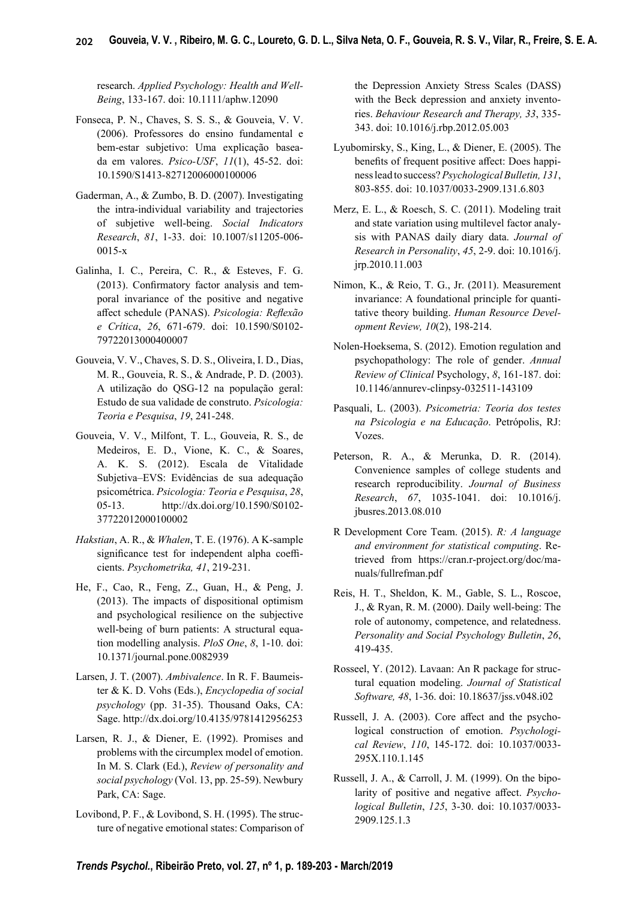research. *Applied Psychology: Health and Well-Being*, 133-167. doi: 10.1111/aphw.12090

Fonseca, P. N., Chaves, S. S. S., & Gouveia, V. V. (2006). Professores do ensino fundamental e bem-estar subjetivo: Uma explicação baseada em valores. *Psico-USF*, *11*(1), 45-52. doi: 10.1590/S1413-82712006000100006

Gaderman, A., & Zumbo, B. D. (2007). Investigating the intra-individual variability and trajectories of subjetive well-being. *Social Indicators Research*, *81*, 1-33. doi: 10.1007/s11205-006-0015-x

Galinha, I. C., Pereira, C. R., & Esteves, F. G. (2013). Confirmatory factor analysis and temporal invariance of the positive and negative affect schedule (PANAS). *Psicologia: Reflexão e Crítica*, *26*, 671-679. doi: 10.1590/S0102-79722013000400007

Gouveia, V. V., Chaves, S. D. S., Oliveira, I. D., Dias, M. R., Gouveia, R. S., & Andrade, P. D. (2003). A utilização do QSG-12 na população geral: Estudo de sua validade de construto. *Psicologia: Teoria e Pesquisa*, *19*, 241-248.

Gouveia, V. V., Milfont, T. L., Gouveia, R. S., de Medeiros, E. D., Vione, K. C., & Soares, A. K. S. (2012). Escala de Vitalidade Subjetiva–EVS: Evidências de sua adequação psicométrica. *Psicologia: Teoria e Pesquisa*, *28*, 05-13. http://dx.doi.org/10.1590/S0102-37722012000100002

*Hakstian*, A. R., & *Whalen*, T. E. (1976). A K-sample significance test for independent alpha coefficients. *Psychometrika, 41*, 219-231.

He, F., Cao, R., Feng, Z., Guan, H., & Peng, J. (2013). The impacts of dispositional optimism and psychological resilience on the subjective well-being of burn patients: A structural equation modelling analysis. *PloS One*, *8*, 1-10. doi: 10.1371/journal.pone.0082939

Larsen, J. T. (2007). *Ambivalence*. In R. F. Baumeister & K. D. Vohs (Eds.), *Encyclopedia of social psychology* (pp. 31-35). Thousand Oaks, CA: Sage. http://dx.doi.org/10.4135/9781412956253

Larsen, R. J., & Diener, E. (1992). Promises and problems with the circumplex model of emotion. In M. S. Clark (Ed.), *Review of personality and social psychology* (Vol. 13, pp. 25-59). Newbury Park, CA: Sage.

Lovibond, P. F., & Lovibond, S. H. (1995). The structure of negative emotional states: Comparison of the Depression Anxiety Stress Scales (DASS) with the Beck depression and anxiety inventories. *Behaviour Research and Therapy, 33*, 335-343. doi: 10.1016/j.rbp.2012.05.003

Lyubomirsky, S., King, L., & Diener, E. (2005). The benefits of frequent positive affect: Does happiness lead to success? *Psychological Bulletin, 131*, 803-855. doi: 10.1037/0033-2909.131.6.803

Merz, E. L., & Roesch, S. C. (2011). Modeling trait and state variation using multilevel factor analysis with PANAS daily diary data. *Journal of Research in Personality*, *45*, 2-9. doi: 10.1016/j.jrp.2010.11.003

Nimon, K., & Reio, T. G., Jr. (2011). Measurement invariance: A foundational principle for quantitative theory building. *Human Resource Development Review, 10*(2), 198-214.

Nolen-Hoeksema, S. (2012). Emotion regulation and psychopathology: The role of gender. *Annual Review of Clinical* Psychology, *8*, 161-187. doi: 10.1146/annurev-clinpsy-032511-143109

Pasquali, L. (2003). *Psicometria: Teoria dos testes na Psicologia e na Educação*. Petrópolis, RJ: Vozes.

Peterson, R. A., & Merunka, D. R. (2014). Convenience samples of college students and research reproducibility. *Journal of Business Research*, *67*, 1035-1041. doi: 10.1016/j.jbusres.2013.08.010

R Development Core Team. (2015). *R: A language and environment for statistical computing*. Retrieved from https://cran.r-project.org/doc/manuals/fullrefman.pdf

Reis, H. T., Sheldon, K. M., Gable, S. L., Roscoe, J., & Ryan, R. M. (2000). Daily well-being: The role of autonomy, competence, and relatedness. *Personality and Social Psychology Bulletin*, *26*, 419-435.

Rosseel, Y. (2012). Lavaan: An R package for structural equation modeling. *Journal of Statistical Software, 48*, 1-36. doi: 10.18637/jss.v048.i02

Russell, J. A. (2003). Core affect and the psychological construction of emotion. *Psychological Review*, *110*, 145-172. doi: 10.1037/0033-295X.110.1.145

Russell, J. A., & Carroll, J. M. (1999). On the bipolarity of positive and negative affect. *Psychological Bulletin*, *125*, 3-30. doi: 10.1037/0033-2909.125.1.3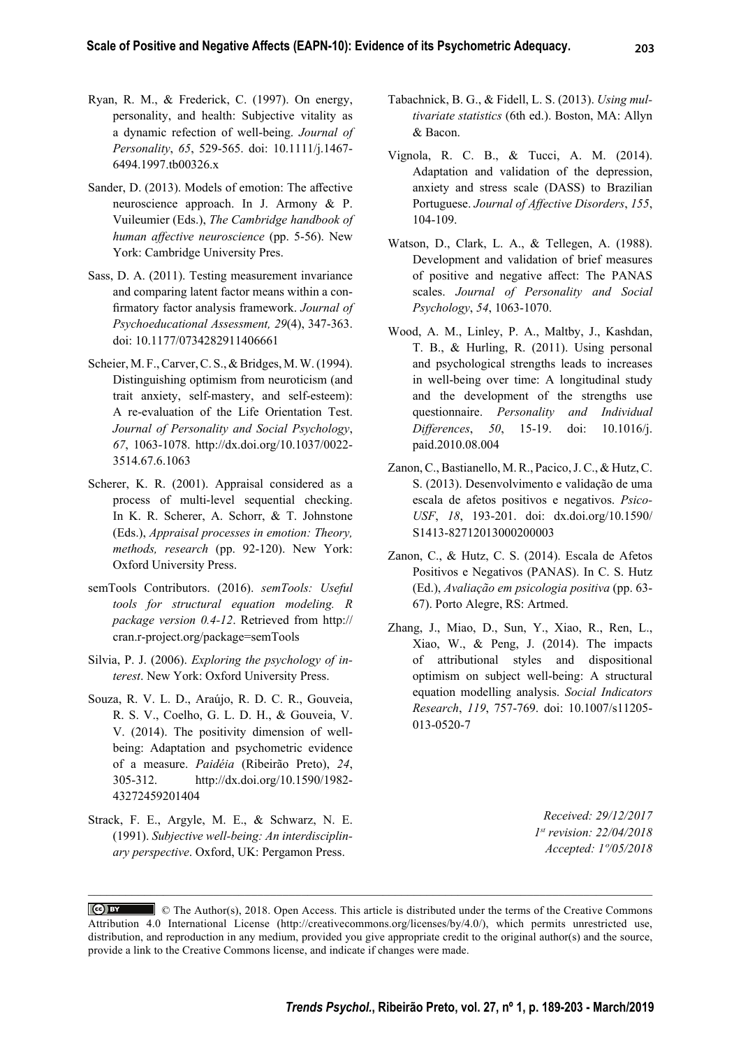Ryan, R. M., & Frederick, C. (1997). On energy, personality, and health: Subjective vitality as a dynamic refection of well-being. *Journal of Personality*, *65*, 529-565. doi: 10.1111/j.1467-6494.1997.tb00326.x

Sander, D. (2013). Models of emotion: The affective neuroscience approach. In J. Armony & P. Vuileumier (Eds.), *The Cambridge handbook of human affective neuroscience* (pp. 5-56). New York: Cambridge University Pres.

Sass, D. A. (2011). Testing measurement invariance and comparing latent factor means within a confirmatory factor analysis framework. *Journal of Psychoeducational Assessment, 29*(4), 347-363. doi: 10.1177/0734282911406661

Scheier, M. F., Carver, C. S., & Bridges, M. W. (1994). Distinguishing optimism from neuroticism (and trait anxiety, self-mastery, and self-esteem): A re-evaluation of the Life Orientation Test. *Journal of Personality and Social Psychology*, *67*, 1063-1078. http://dx.doi.org/10.1037/0022-3514.67.6.1063

Scherer, K. R. (2001). Appraisal considered as a process of multi-level sequential checking. In K. R. Scherer, A. Schorr, & T. Johnstone (Eds.), *Appraisal processes in emotion: Theory, methods, research* (pp. 92-120). New York: Oxford University Press.

semTools Contributors. (2016). *semTools: Useful tools for structural equation modeling. R package version 0.4-12*. Retrieved from http://cran.r-project.org/package=semTools

Silvia, P. J. (2006). *Exploring the psychology of interest*. New York: Oxford University Press.

Souza, R. V. L. D., Araújo, R. D. C. R., Gouveia, R. S. V., Coelho, G. L. D. H., & Gouveia, V. V. (2014). The positivity dimension of well-being: Adaptation and psychometric evidence of a measure. *Paidéia* (Ribeirão Preto), *24*, 305-312. http://dx.doi.org/10.1590/1982-43272459201404

Strack, F. E., Argyle, M. E., & Schwarz, N. E. (1991). *Subjective well-being: An interdisciplinary perspective*. Oxford, UK: Pergamon Press.

Tabachnick, B. G., & Fidell, L. S. (2013). *Using multivariate statistics* (6th ed.). Boston, MA: Allyn & Bacon.

Vignola, R. C. B., & Tucci, A. M. (2014). Adaptation and validation of the depression, anxiety and stress scale (DASS) to Brazilian Portuguese. *Journal of Affective Disorders*, *155*, 104-109.

Watson, D., Clark, L. A., & Tellegen, A. (1988). Development and validation of brief measures of positive and negative affect: The PANAS scales. *Journal of Personality and Social Psychology*, *54*, 1063-1070.

Wood, A. M., Linley, P. A., Maltby, J., Kashdan, T. B., & Hurling, R. (2011). Using personal and psychological strengths leads to increases in well-being over time: A longitudinal study and the development of the strengths use questionnaire. *Personality and Individual Differences*, *50*, 15-19. doi: 10.1016/j.paid.2010.08.004

Zanon, C., Bastianello, M. R., Pacico, J. C., & Hutz, C. S. (2013). Desenvolvimento e validação de uma escala de afetos positivos e negativos. *Psico-USF*, *18*, 193-201. doi: dx.doi.org/10.1590/S1413-82712013000200003

Zanon, C., & Hutz, C. S. (2014). Escala de Afetos Positivos e Negativos (PANAS). In C. S. Hutz (Ed.), *Avaliação em psicologia positiva* (pp. 63-67). Porto Alegre, RS: Artmed.

Zhang, J., Miao, D., Sun, Y., Xiao, R., Ren, L., Xiao, W., & Peng, J. (2014). The impacts of attributional styles and dispositional optimism on subject well-being: A structural equation modelling analysis. *Social Indicators Research*, *119*, 757-769. doi: 10.1007/s11205-013-0520-7

*Received: 29/12/2017*
*1st revision: 22/04/2018*
*Accepted: 1º/05/2018*

© The Author(s), 2018. Open Access. This article is distributed under the terms of the Creative Commons Attribution 4.0 International License (http://creativecommons.org/licenses/by/4.0/), which permits unrestricted use, distribution, and reproduction in any medium, provided you give appropriate credit to the original author(s) and the source, provide a link to the Creative Commons license, and indicate if changes were made.